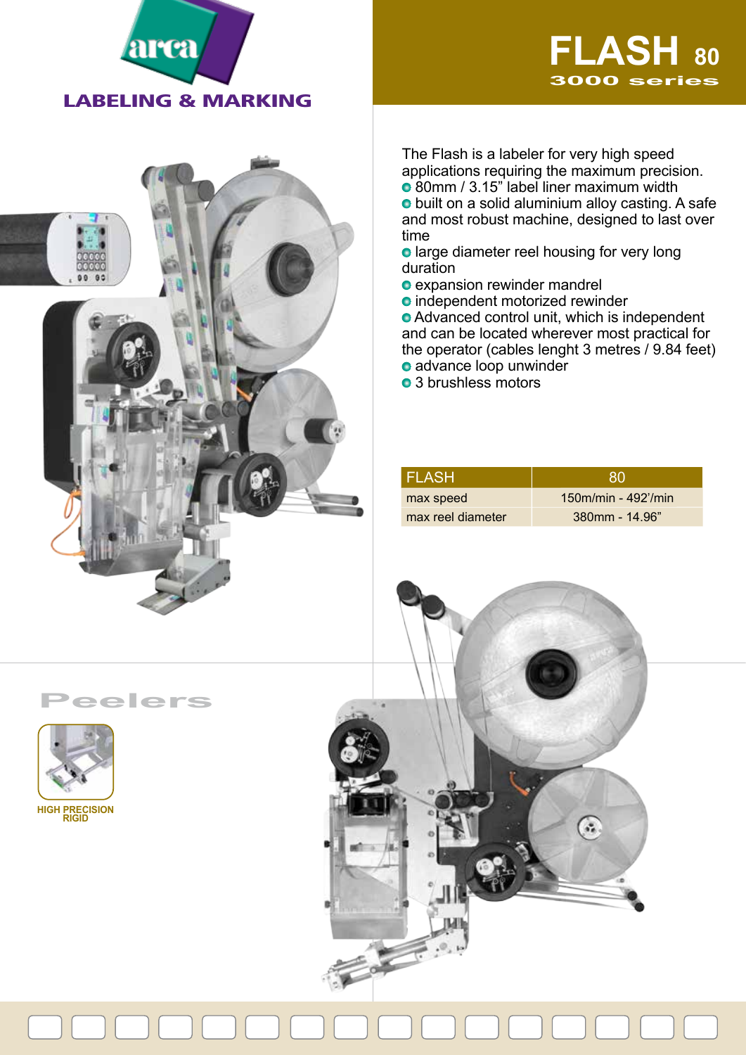arca

LABELING & MARKING

# FLASH 80

## 3000 series

The Flash is a labeler for very high speed applications requiring the maximum precision.

- 80mm / 3.15” label liner maximum width
- built on a solid aluminium alloy casting. A safe and most robust machine, designed to last over time
- large diameter reel housing for very long duration
- expansion rewinder mandrel
- independent motorized rewinder
- Advanced control unit, which is independent and can be located wherever most practical for the operator (cables lenght 3 metres / 9.84 feet)
- advance loop unwinder
- 3 brushless motors

| FLASH | 80 |
|---|---|
| max speed | 150m/min - 492’/min |
| max reel diameter | 380mm - 14.96” |

## Peelers

HIGH PRECISION RIGID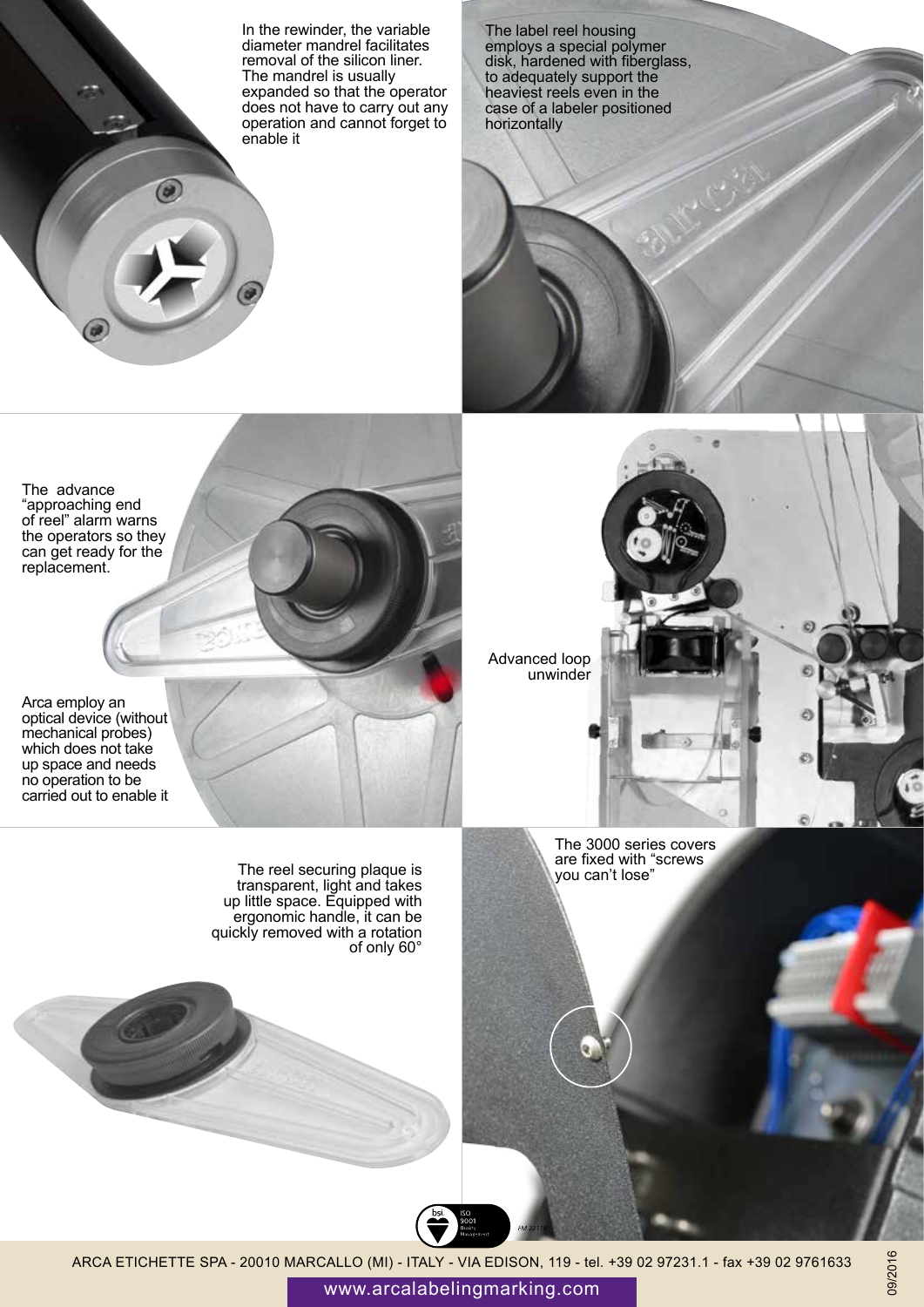In the rewinder, the variable diameter mandrel facilitates removal of the silicon liner. The mandrel is usually expanded so that the operator does not have to carry out any operation and cannot forget to enable it

The label reel housing employs a special polymer disk, hardened with fiberglass, to adequately support the heaviest reels even in the case of a labeler positioned horizontally

The advance "approaching end of reel" alarm warns the operators so they can get ready for the replacement.

Arca employ an optical device (without mechanical probes) which does not take up space and needs no operation to be carried out to enable it

Advanced loop unwinder

The reel securing plaque is transparent, light and takes up little space. Equipped with ergonomic handle, it can be quickly removed with a rotation of only 60°

The 3000 series covers are fixed with "screws you can't lose"

ARCA ETICHETTE SPA - 20010 MARCALLO (MI) - ITALY - VIA EDISON, 119 - tel. +39 02 97231.1 - fax +39 02 9761633

www.arcalabelingmarking.com

09/2016